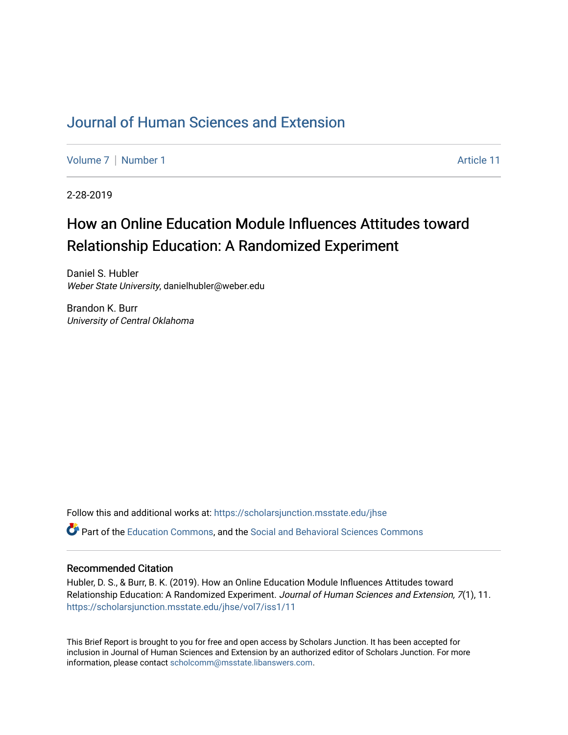# Journal of Human Sciences and Extension

Volume 7 | Number 1 | Article 11

2-28-2019

## How an Online Education Module Influences Attitudes toward Relationship Education: A Randomized Experiment

Daniel S. Hubler
*Weber State University*, danielhubler@weber.edu

Brandon K. Burr
*University of Central Oklahoma*

Follow this and additional works at: https://scholarsjunction.msstate.edu/jhse

Part of the Education Commons, and the Social and Behavioral Sciences Commons

### Recommended Citation

Hubler, D. S., & Burr, B. K. (2019). How an Online Education Module Influences Attitudes toward Relationship Education: A Randomized Experiment. *Journal of Human Sciences and Extension, 7*(1), 11. https://scholarsjunction.msstate.edu/jhse/vol7/iss1/11

This Brief Report is brought to you for free and open access by Scholars Junction. It has been accepted for inclusion in Journal of Human Sciences and Extension by an authorized editor of Scholars Junction. For more information, please contact scholcomm@msstate.libanswers.com.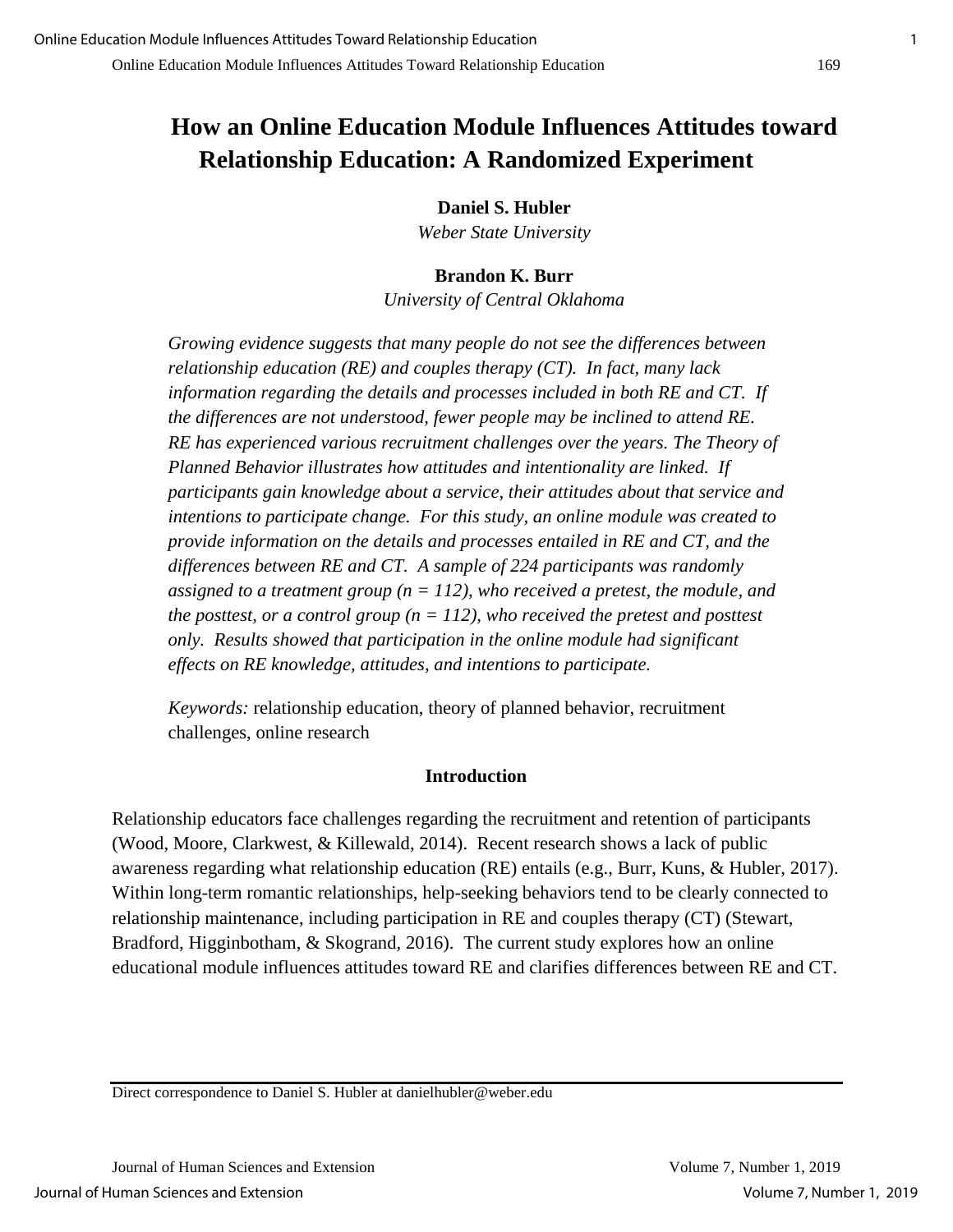# How an Online Education Module Influences Attitudes toward Relationship Education: A Randomized Experiment

**Daniel S. Hubler**
*Weber State University*

**Brandon K. Burr**
*University of Central Oklahoma*

*Growing evidence suggests that many people do not see the differences between relationship education (RE) and couples therapy (CT). In fact, many lack information regarding the details and processes included in both RE and CT. If the differences are not understood, fewer people may be inclined to attend RE. RE has experienced various recruitment challenges over the years. The Theory of Planned Behavior illustrates how attitudes and intentionality are linked. If participants gain knowledge about a service, their attitudes about that service and intentions to participate change. For this study, an online module was created to provide information on the details and processes entailed in RE and CT, and the differences between RE and CT. A sample of 224 participants was randomly assigned to a treatment group (n = 112), who received a pretest, the module, and the posttest, or a control group (n = 112), who received the pretest and posttest only. Results showed that participation in the online module had significant effects on RE knowledge, attitudes, and intentions to participate.*

*Keywords:* relationship education, theory of planned behavior, recruitment challenges, online research

## Introduction

Relationship educators face challenges regarding the recruitment and retention of participants (Wood, Moore, Clarkwest, & Killewald, 2014). Recent research shows a lack of public awareness regarding what relationship education (RE) entails (e.g., Burr, Kuns, & Hubler, 2017). Within long-term romantic relationships, help-seeking behaviors tend to be clearly connected to relationship maintenance, including participation in RE and couples therapy (CT) (Stewart, Bradford, Higginbotham, & Skogrand, 2016). The current study explores how an online educational module influences attitudes toward RE and clarifies differences between RE and CT.

Direct correspondence to Daniel S. Hubler at danielhubler@weber.edu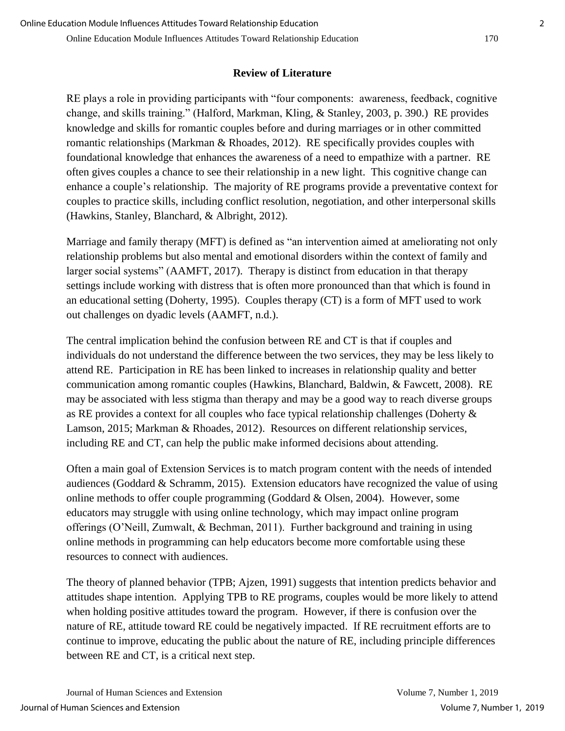## Review of Literature

RE plays a role in providing participants with "four components: awareness, feedback, cognitive change, and skills training." (Halford, Markman, Kling, & Stanley, 2003, p. 390.) RE provides knowledge and skills for romantic couples before and during marriages or in other committed romantic relationships (Markman & Rhoades, 2012). RE specifically provides couples with foundational knowledge that enhances the awareness of a need to empathize with a partner. RE often gives couples a chance to see their relationship in a new light. This cognitive change can enhance a couple's relationship. The majority of RE programs provide a preventative context for couples to practice skills, including conflict resolution, negotiation, and other interpersonal skills (Hawkins, Stanley, Blanchard, & Albright, 2012).

Marriage and family therapy (MFT) is defined as "an intervention aimed at ameliorating not only relationship problems but also mental and emotional disorders within the context of family and larger social systems" (AAMFT, 2017). Therapy is distinct from education in that therapy settings include working with distress that is often more pronounced than that which is found in an educational setting (Doherty, 1995). Couples therapy (CT) is a form of MFT used to work out challenges on dyadic levels (AAMFT, n.d.).

The central implication behind the confusion between RE and CT is that if couples and individuals do not understand the difference between the two services, they may be less likely to attend RE. Participation in RE has been linked to increases in relationship quality and better communication among romantic couples (Hawkins, Blanchard, Baldwin, & Fawcett, 2008). RE may be associated with less stigma than therapy and may be a good way to reach diverse groups as RE provides a context for all couples who face typical relationship challenges (Doherty & Lamson, 2015; Markman & Rhoades, 2012). Resources on different relationship services, including RE and CT, can help the public make informed decisions about attending.

Often a main goal of Extension Services is to match program content with the needs of intended audiences (Goddard & Schramm, 2015). Extension educators have recognized the value of using online methods to offer couple programming (Goddard & Olsen, 2004). However, some educators may struggle with using online technology, which may impact online program offerings (O'Neill, Zumwalt, & Bechman, 2011). Further background and training in using online methods in programming can help educators become more comfortable using these resources to connect with audiences.

The theory of planned behavior (TPB; Ajzen, 1991) suggests that intention predicts behavior and attitudes shape intention. Applying TPB to RE programs, couples would be more likely to attend when holding positive attitudes toward the program. However, if there is confusion over the nature of RE, attitude toward RE could be negatively impacted. If RE recruitment efforts are to continue to improve, educating the public about the nature of RE, including principle differences between RE and CT, is a critical next step.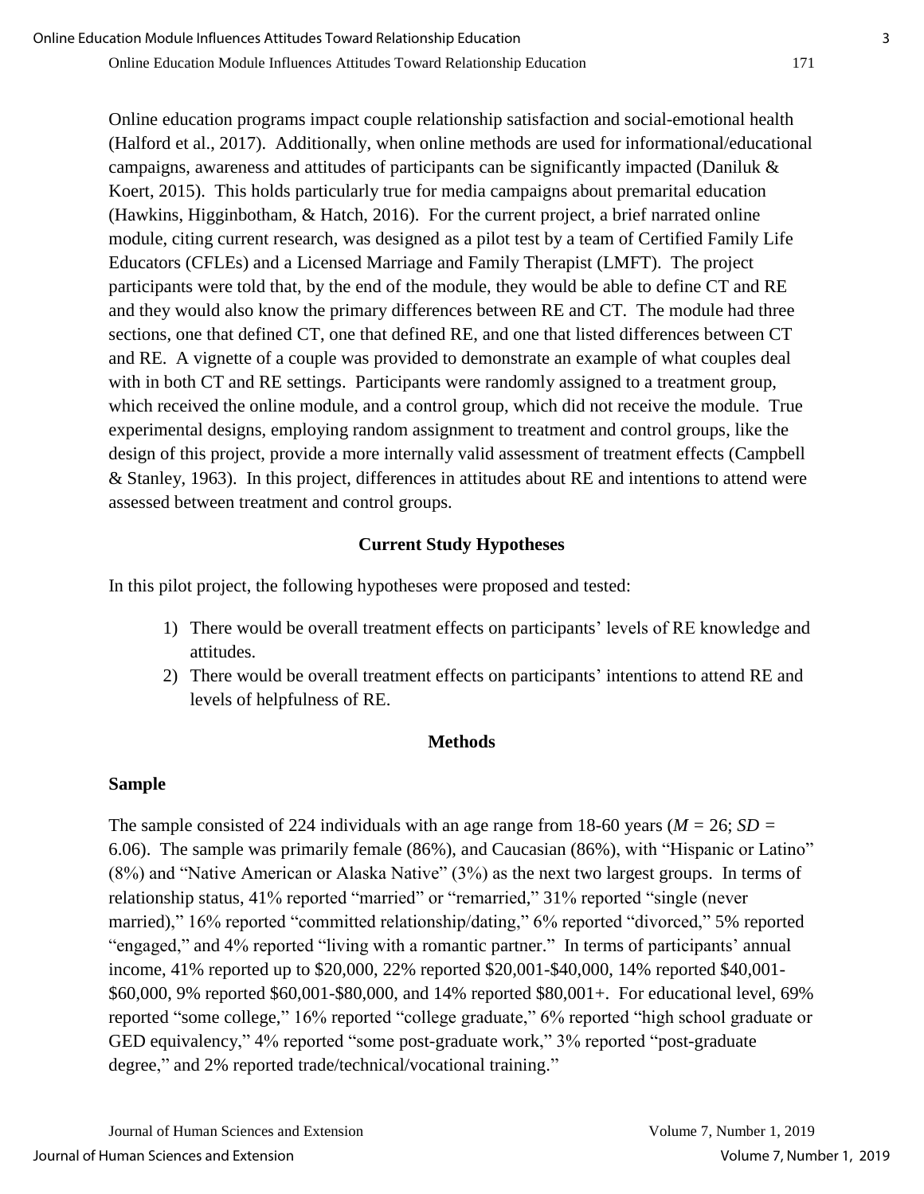Online education programs impact couple relationship satisfaction and social-emotional health (Halford et al., 2017). Additionally, when online methods are used for informational/educational campaigns, awareness and attitudes of participants can be significantly impacted (Daniluk & Koert, 2015). This holds particularly true for media campaigns about premarital education (Hawkins, Higginbotham, & Hatch, 2016). For the current project, a brief narrated online module, citing current research, was designed as a pilot test by a team of Certified Family Life Educators (CFLEs) and a Licensed Marriage and Family Therapist (LMFT). The project participants were told that, by the end of the module, they would be able to define CT and RE and they would also know the primary differences between RE and CT. The module had three sections, one that defined CT, one that defined RE, and one that listed differences between CT and RE. A vignette of a couple was provided to demonstrate an example of what couples deal with in both CT and RE settings. Participants were randomly assigned to a treatment group, which received the online module, and a control group, which did not receive the module. True experimental designs, employing random assignment to treatment and control groups, like the design of this project, provide a more internally valid assessment of treatment effects (Campbell & Stanley, 1963). In this project, differences in attitudes about RE and intentions to attend were assessed between treatment and control groups.

## Current Study Hypotheses

In this pilot project, the following hypotheses were proposed and tested:

1) There would be overall treatment effects on participants' levels of RE knowledge and attitudes.
2) There would be overall treatment effects on participants' intentions to attend RE and levels of helpfulness of RE.

## Methods

### Sample

The sample consisted of 224 individuals with an age range from 18-60 years ($M$ = 26; $SD$ = 6.06). The sample was primarily female (86%), and Caucasian (86%), with "Hispanic or Latino" (8%) and "Native American or Alaska Native" (3%) as the next two largest groups. In terms of relationship status, 41% reported "married" or "remarried," 31% reported "single (never married)," 16% reported "committed relationship/dating," 6% reported "divorced," 5% reported "engaged," and 4% reported "living with a romantic partner." In terms of participants' annual income, 41% reported up to \$20,000, 22% reported \$20,001-\$40,000, 14% reported \$40,001-\$60,000, 9% reported \$60,001-\$80,000, and 14% reported \$80,001+. For educational level, 69% reported "some college," 16% reported "college graduate," 6% reported "high school graduate or GED equivalency," 4% reported "some post-graduate work," 3% reported "post-graduate degree," and 2% reported trade/technical/vocational training."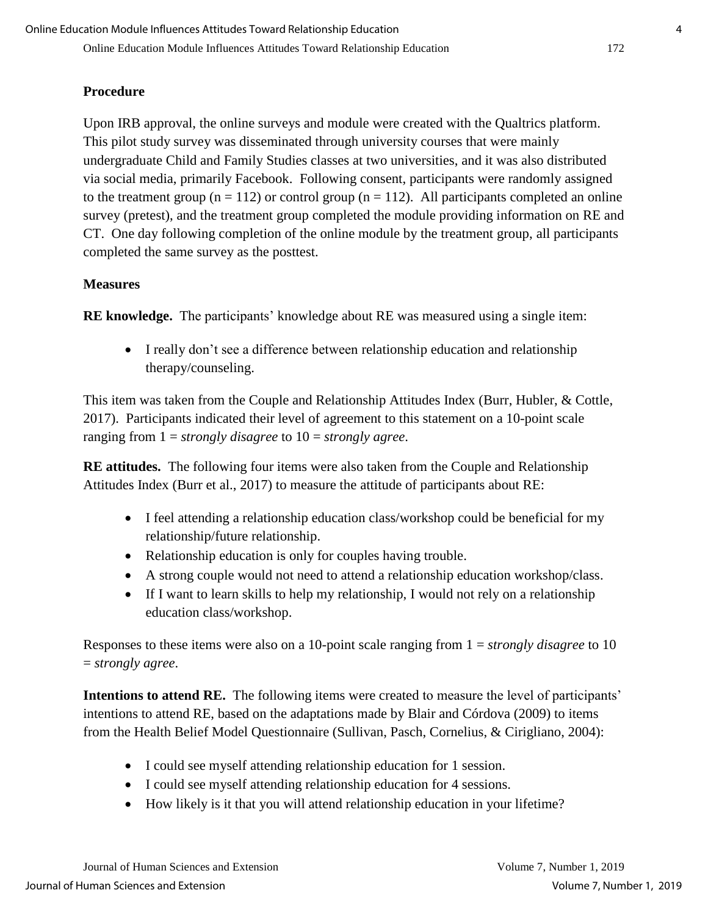### Procedure

Upon IRB approval, the online surveys and module were created with the Qualtrics platform. This pilot study survey was disseminated through university courses that were mainly undergraduate Child and Family Studies classes at two universities, and it was also distributed via social media, primarily Facebook. Following consent, participants were randomly assigned to the treatment group ($n = 112$) or control group ($n = 112$). All participants completed an online survey (pretest), and the treatment group completed the module providing information on RE and CT. One day following completion of the online module by the treatment group, all participants completed the same survey as the posttest.

### Measures

**RE knowledge.** The participants' knowledge about RE was measured using a single item:

- I really don't see a difference between relationship education and relationship therapy/counseling.

This item was taken from the Couple and Relationship Attitudes Index (Burr, Hubler, & Cottle, 2017). Participants indicated their level of agreement to this statement on a 10-point scale ranging from 1 = *strongly disagree* to 10 = *strongly agree*.

**RE attitudes.** The following four items were also taken from the Couple and Relationship Attitudes Index (Burr et al., 2017) to measure the attitude of participants about RE:

- I feel attending a relationship education class/workshop could be beneficial for my relationship/future relationship.
- Relationship education is only for couples having trouble.
- A strong couple would not need to attend a relationship education workshop/class.
- If I want to learn skills to help my relationship, I would not rely on a relationship education class/workshop.

Responses to these items were also on a 10-point scale ranging from 1 = *strongly disagree* to 10 = *strongly agree*.

**Intentions to attend RE.** The following items were created to measure the level of participants' intentions to attend RE, based on the adaptations made by Blair and Córdova (2009) to items from the Health Belief Model Questionnaire (Sullivan, Pasch, Cornelius, & Cirigliano, 2004):

- I could see myself attending relationship education for 1 session.
- I could see myself attending relationship education for 4 sessions.
- How likely is it that you will attend relationship education in your lifetime?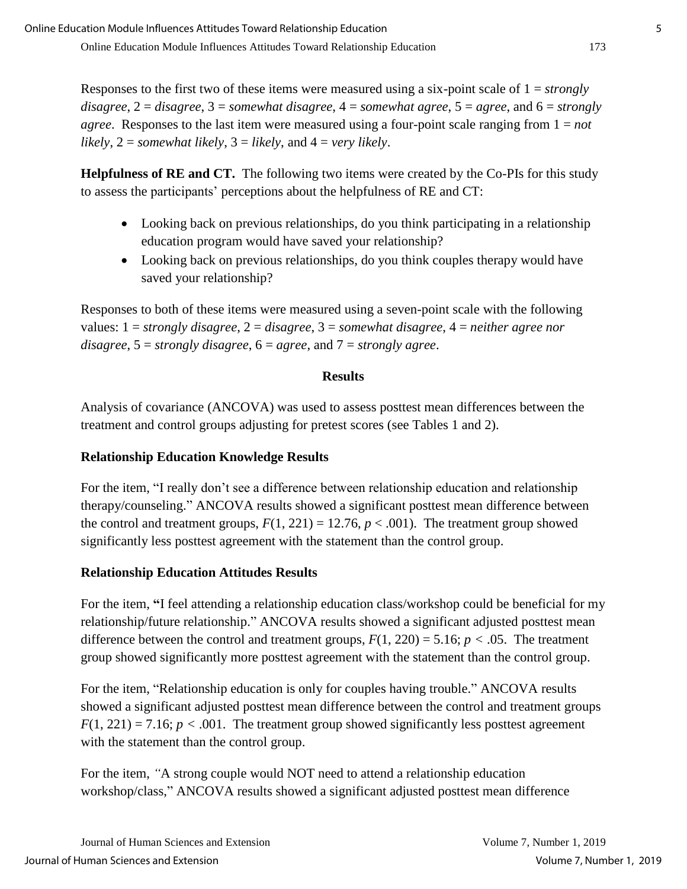Responses to the first two of these items were measured using a six-point scale of 1 = *strongly disagree*, 2 = *disagree*, 3 = *somewhat disagree*, 4 = *somewhat agree*, 5 = *agree*, and 6 = *strongly agree*. Responses to the last item were measured using a four-point scale ranging from 1 = *not likely*, 2 = *somewhat likely*, 3 = *likely*, and 4 = *very likely*.

**Helpfulness of RE and CT.** The following two items were created by the Co-PIs for this study to assess the participants' perceptions about the helpfulness of RE and CT:

- Looking back on previous relationships, do you think participating in a relationship education program would have saved your relationship?
- Looking back on previous relationships, do you think couples therapy would have saved your relationship?

Responses to both of these items were measured using a seven-point scale with the following values: 1 = *strongly disagree*, 2 = *disagree*, 3 = *somewhat disagree*, 4 = *neither agree nor disagree*, 5 = *strongly disagree*, 6 = *agree*, and 7 = *strongly agree*.

## Results

Analysis of covariance (ANCOVA) was used to assess posttest mean differences between the treatment and control groups adjusting for pretest scores (see Tables 1 and 2).

### Relationship Education Knowledge Results

For the item, "I really don't see a difference between relationship education and relationship therapy/counseling." ANCOVA results showed a significant posttest mean difference between the control and treatment groups, $F(1, 221) = 12.76$, $p < .001$). The treatment group showed significantly less posttest agreement with the statement than the control group.

### Relationship Education Attitudes Results

For the item, **"**I feel attending a relationship education class/workshop could be beneficial for my relationship/future relationship." ANCOVA results showed a significant adjusted posttest mean difference between the control and treatment groups, $F(1, 220) = 5.16$; $p < .05$. The treatment group showed significantly more posttest agreement with the statement than the control group.

For the item, "Relationship education is only for couples having trouble." ANCOVA results showed a significant adjusted posttest mean difference between the control and treatment groups $F(1, 221) = 7.16$; $p < .001$. The treatment group showed significantly less posttest agreement with the statement than the control group.

For the item, "A strong couple would NOT need to attend a relationship education workshop/class," ANCOVA results showed a significant adjusted posttest mean difference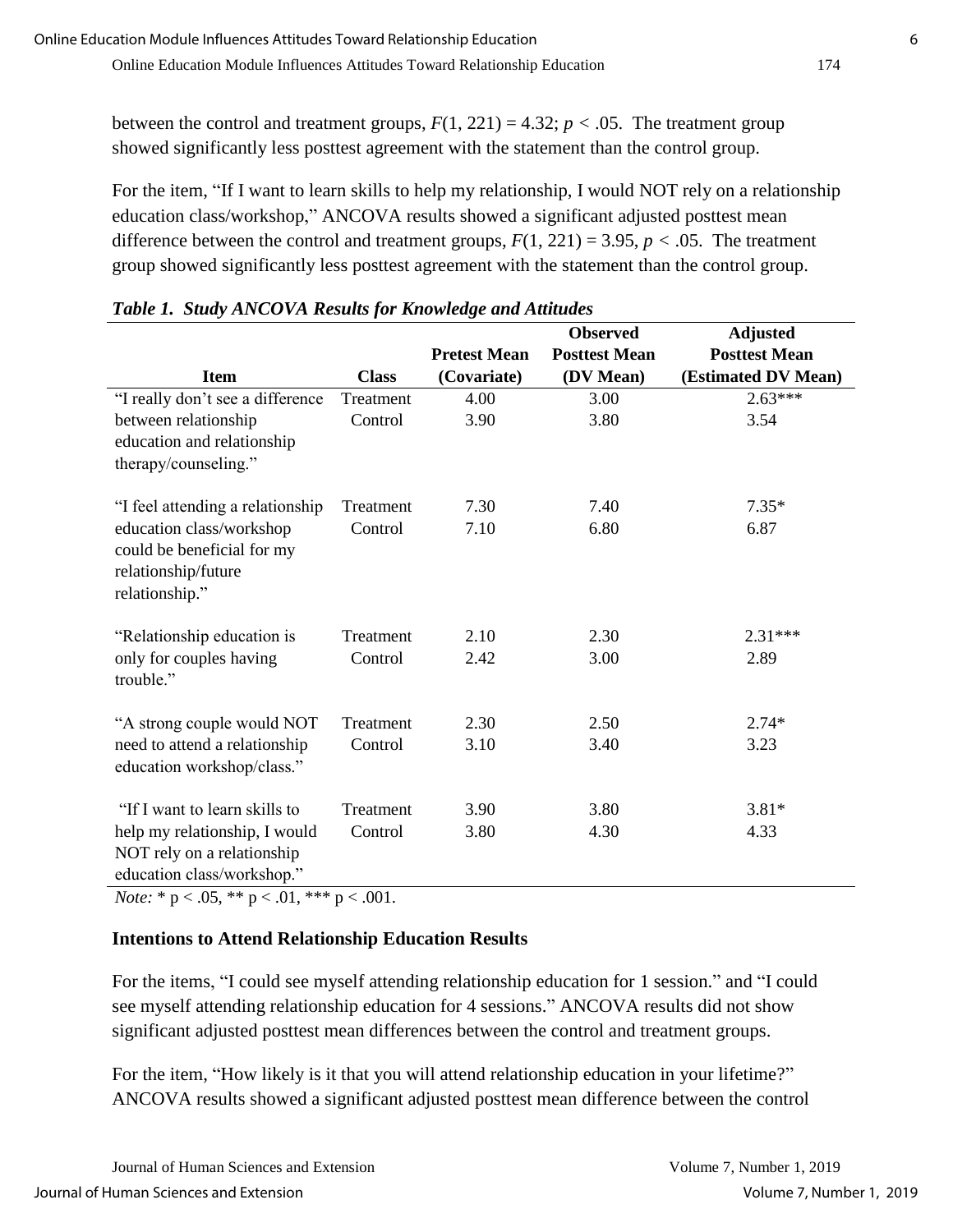between the control and treatment groups, $F(1, 221) = 4.32$; $p < .05$. The treatment group showed significantly less posttest agreement with the statement than the control group.

For the item, "If I want to learn skills to help my relationship, I would NOT rely on a relationship education class/workshop," ANCOVA results showed a significant adjusted posttest mean difference between the control and treatment groups, $F(1, 221) = 3.95$, $p < .05$. The treatment group showed significantly less posttest agreement with the statement than the control group.

***Table 1. Study ANCOVA Results for Knowledge and Attitudes***

| Item | Class | Pretest Mean (Covariate) | Observed Posttest Mean (DV Mean) | Adjusted Posttest Mean (Estimated DV Mean) |
|---|---|---|---|---|
| "I really don't see a difference between relationship education and relationship therapy/counseling." | Treatment | 4.00 | 3.00 | 2.63*** |
| | Control | 3.90 | 3.80 | 3.54 |
| "I feel attending a relationship education class/workshop could be beneficial for my relationship/future relationship." | Treatment | 7.30 | 7.40 | 7.35* |
| | Control | 7.10 | 6.80 | 6.87 |
| "Relationship education is only for couples having trouble." | Treatment | 2.10 | 2.30 | 2.31*** |
| | Control | 2.42 | 3.00 | 2.89 |
| "A strong couple would NOT need to attend a relationship education workshop/class." | Treatment | 2.30 | 2.50 | 2.74* |
| | Control | 3.10 | 3.40 | 3.23 |
| "If I want to learn skills to help my relationship, I would NOT rely on a relationship education class/workshop." | Treatment | 3.90 | 3.80 | 3.81* |
| | Control | 3.80 | 4.30 | 4.33 |

*Note:* * $p < .05$, ** $p < .01$, *** $p < .001$.

### Intentions to Attend Relationship Education Results

For the items, "I could see myself attending relationship education for 1 session." and "I could see myself attending relationship education for 4 sessions." ANCOVA results did not show significant adjusted posttest mean differences between the control and treatment groups.

For the item, "How likely is it that you will attend relationship education in your lifetime?" ANCOVA results showed a significant adjusted posttest mean difference between the control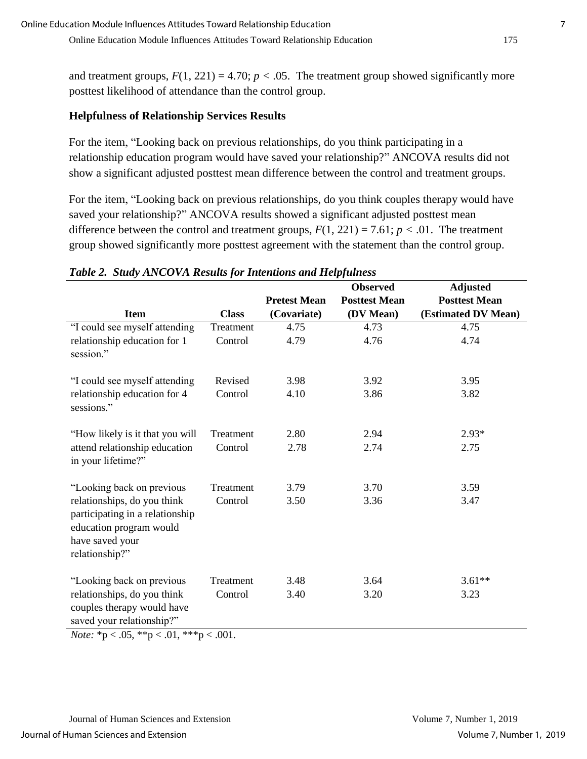and treatment groups, $F(1, 221) = 4.70$; $p < .05$. The treatment group showed significantly more posttest likelihood of attendance than the control group.

### Helpfulness of Relationship Services Results

For the item, "Looking back on previous relationships, do you think participating in a relationship education program would have saved your relationship?" ANCOVA results did not show a significant adjusted posttest mean difference between the control and treatment groups.

For the item, "Looking back on previous relationships, do you think couples therapy would have saved your relationship?" ANCOVA results showed a significant adjusted posttest mean difference between the control and treatment groups, $F(1, 221) = 7.61$; $p < .01$. The treatment group showed significantly more posttest agreement with the statement than the control group.

***Table 2. Study ANCOVA Results for Intentions and Helpfulness***

| Item | Class | Pretest Mean (Covariate) | Observed Posttest Mean (DV Mean) | Adjusted Posttest Mean (Estimated DV Mean) |
|---|---|---|---|---|
| "I could see myself attending relationship education for 1 session." | Treatment | 4.75 | 4.73 | 4.75 |
| | Control | 4.79 | 4.76 | 4.74 |
| "I could see myself attending relationship education for 4 sessions." | Revised | 3.98 | 3.92 | 3.95 |
| | Control | 4.10 | 3.86 | 3.82 |
| "How likely is it that you will attend relationship education in your lifetime?" | Treatment | 2.80 | 2.94 | 2.93* |
| | Control | 2.78 | 2.74 | 2.75 |
| "Looking back on previous relationships, do you think participating in a relationship education program would have saved your relationship?" | Treatment | 3.79 | 3.70 | 3.59 |
| | Control | 3.50 | 3.36 | 3.47 |
| "Looking back on previous relationships, do you think couples therapy would have saved your relationship?" | Treatment | 3.48 | 3.64 | 3.61** |
| | Control | 3.40 | 3.20 | 3.23 |

*Note:* *p < .05, **p < .01, ***p < .001.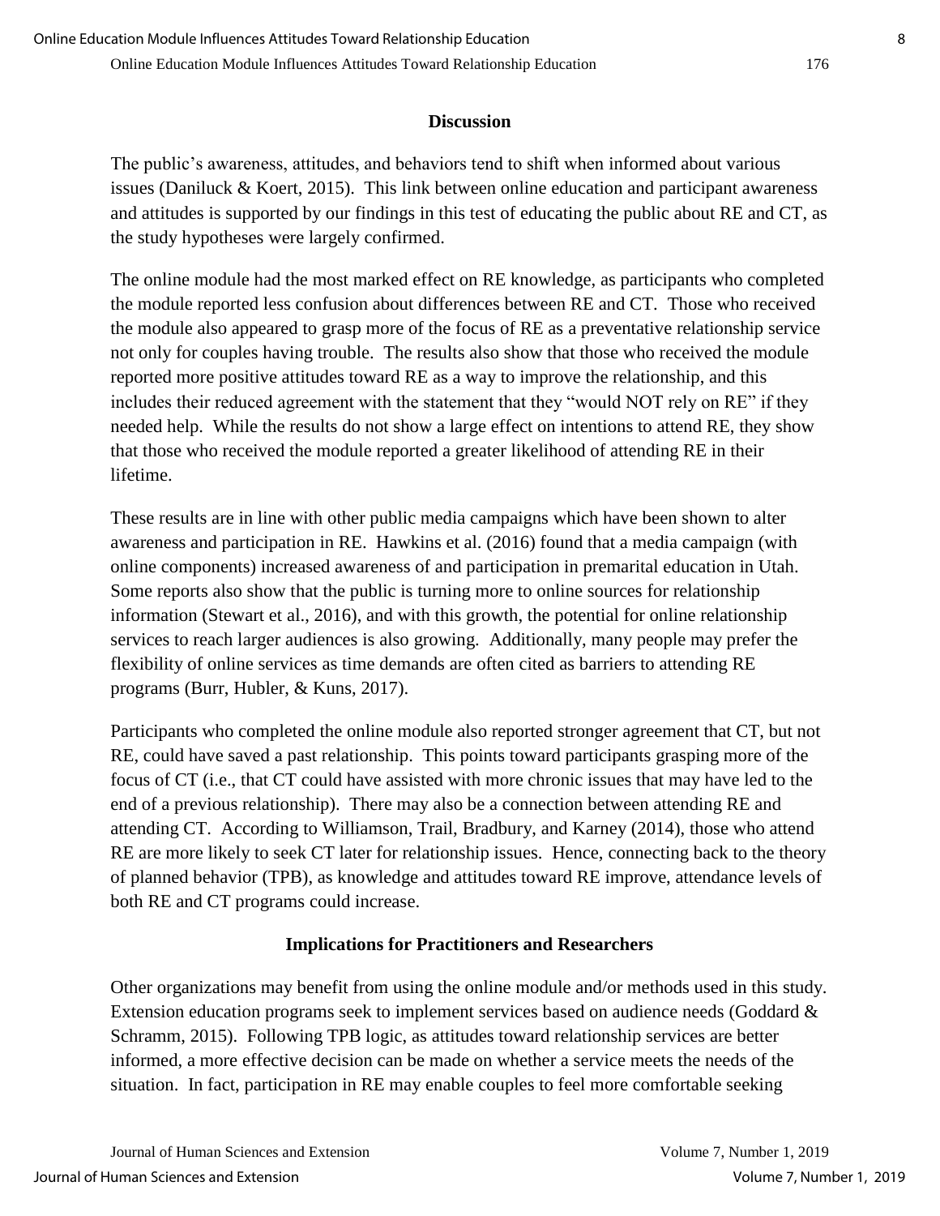## Discussion

The public's awareness, attitudes, and behaviors tend to shift when informed about various issues (Daniluck & Koert, 2015). This link between online education and participant awareness and attitudes is supported by our findings in this test of educating the public about RE and CT, as the study hypotheses were largely confirmed.

The online module had the most marked effect on RE knowledge, as participants who completed the module reported less confusion about differences between RE and CT. Those who received the module also appeared to grasp more of the focus of RE as a preventative relationship service not only for couples having trouble. The results also show that those who received the module reported more positive attitudes toward RE as a way to improve the relationship, and this includes their reduced agreement with the statement that they "would NOT rely on RE" if they needed help. While the results do not show a large effect on intentions to attend RE, they show that those who received the module reported a greater likelihood of attending RE in their lifetime.

These results are in line with other public media campaigns which have been shown to alter awareness and participation in RE. Hawkins et al. (2016) found that a media campaign (with online components) increased awareness of and participation in premarital education in Utah. Some reports also show that the public is turning more to online sources for relationship information (Stewart et al., 2016), and with this growth, the potential for online relationship services to reach larger audiences is also growing. Additionally, many people may prefer the flexibility of online services as time demands are often cited as barriers to attending RE programs (Burr, Hubler, & Kuns, 2017).

Participants who completed the online module also reported stronger agreement that CT, but not RE, could have saved a past relationship. This points toward participants grasping more of the focus of CT (i.e., that CT could have assisted with more chronic issues that may have led to the end of a previous relationship). There may also be a connection between attending RE and attending CT. According to Williamson, Trail, Bradbury, and Karney (2014), those who attend RE are more likely to seek CT later for relationship issues. Hence, connecting back to the theory of planned behavior (TPB), as knowledge and attitudes toward RE improve, attendance levels of both RE and CT programs could increase.

## Implications for Practitioners and Researchers

Other organizations may benefit from using the online module and/or methods used in this study. Extension education programs seek to implement services based on audience needs (Goddard & Schramm, 2015). Following TPB logic, as attitudes toward relationship services are better informed, a more effective decision can be made on whether a service meets the needs of the situation. In fact, participation in RE may enable couples to feel more comfortable seeking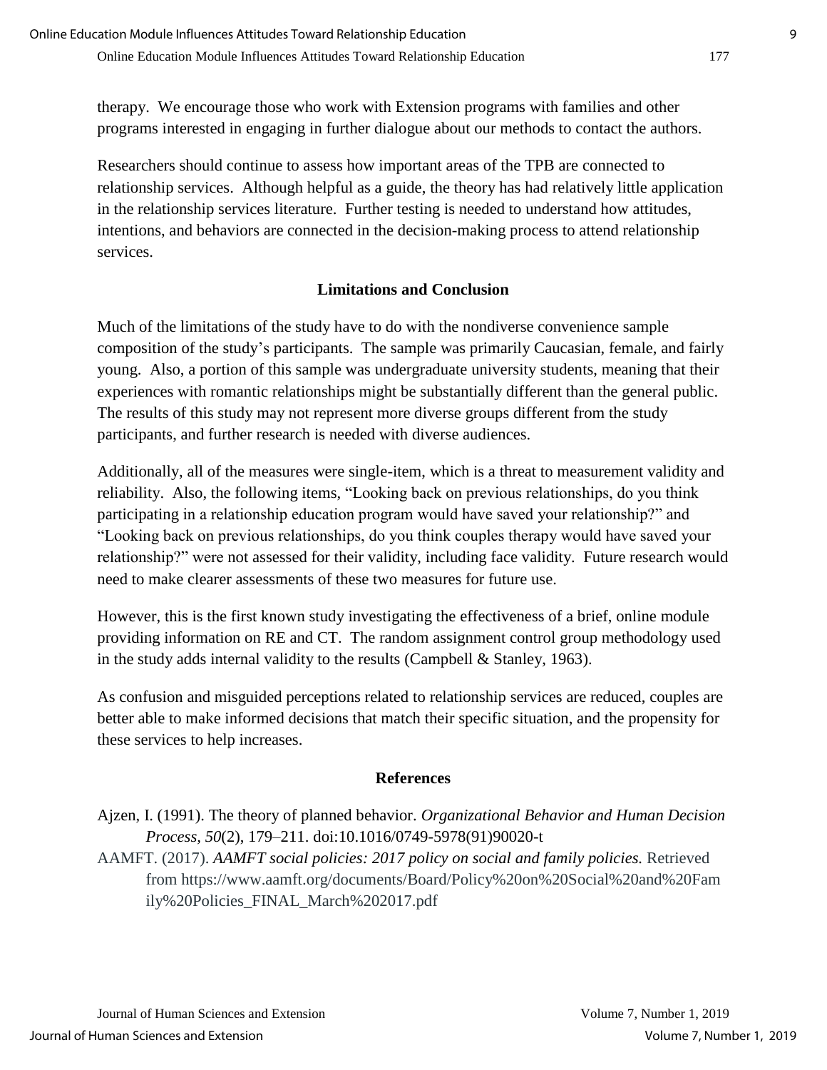therapy. We encourage those who work with Extension programs with families and other programs interested in engaging in further dialogue about our methods to contact the authors.

Researchers should continue to assess how important areas of the TPB are connected to relationship services. Although helpful as a guide, the theory has had relatively little application in the relationship services literature. Further testing is needed to understand how attitudes, intentions, and behaviors are connected in the decision-making process to attend relationship services.

## Limitations and Conclusion

Much of the limitations of the study have to do with the nondiverse convenience sample composition of the study's participants. The sample was primarily Caucasian, female, and fairly young. Also, a portion of this sample was undergraduate university students, meaning that their experiences with romantic relationships might be substantially different than the general public. The results of this study may not represent more diverse groups different from the study participants, and further research is needed with diverse audiences.

Additionally, all of the measures were single-item, which is a threat to measurement validity and reliability. Also, the following items, "Looking back on previous relationships, do you think participating in a relationship education program would have saved your relationship?" and "Looking back on previous relationships, do you think couples therapy would have saved your relationship?" were not assessed for their validity, including face validity. Future research would need to make clearer assessments of these two measures for future use.

However, this is the first known study investigating the effectiveness of a brief, online module providing information on RE and CT. The random assignment control group methodology used in the study adds internal validity to the results (Campbell & Stanley, 1963).

As confusion and misguided perceptions related to relationship services are reduced, couples are better able to make informed decisions that match their specific situation, and the propensity for these services to help increases.

## References

Ajzen, I. (1991). The theory of planned behavior. *Organizational Behavior and Human Decision Process*, *50*(2), 179–211. doi:10.1016/0749-5978(91)90020-t

AAMFT. (2017). *AAMFT social policies: 2017 policy on social and family policies.* Retrieved from https://www.aamft.org/documents/Board/Policy%20on%20Social%20and%20Family%20Policies_FINAL_March%202017.pdf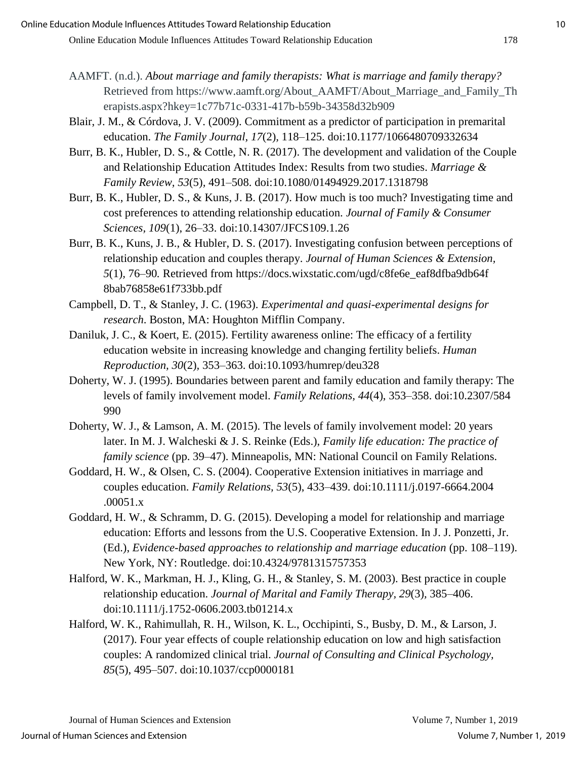AAMFT. (n.d.). *About marriage and family therapists: What is marriage and family therapy?* Retrieved from https://www.aamft.org/About_AAMFT/About_Marriage_and_Family_Therapists.aspx?hkey=1c77b71c-0331-417b-b59b-34358d32b909

Blair, J. M., & Córdova, J. V. (2009). Commitment as a predictor of participation in premarital education. *The Family Journal, 17*(2), 118–125. doi:10.1177/1066480709332634

Burr, B. K., Hubler, D. S., & Cottle, N. R. (2017). The development and validation of the Couple and Relationship Education Attitudes Index: Results from two studies. *Marriage & Family Review, 53*(5), 491–508. doi:10.1080/01494929.2017.1318798

Burr, B. K., Hubler, D. S., & Kuns, J. B. (2017). How much is too much? Investigating time and cost preferences to attending relationship education. *Journal of Family & Consumer Sciences, 109*(1), 26–33. doi:10.14307/JFCS109.1.26

Burr, B. K., Kuns, J. B., & Hubler, D. S. (2017). Investigating confusion between perceptions of relationship education and couples therapy. *Journal of Human Sciences & Extension, 5*(1), 76–90. Retrieved from https://docs.wixstatic.com/ugd/c8fe6e_eaf8dfba9db64f8bab76858e61f733bb.pdf

Campbell, D. T., & Stanley, J. C. (1963). *Experimental and quasi-experimental designs for research*. Boston, MA: Houghton Mifflin Company.

Daniluk, J. C., & Koert, E. (2015). Fertility awareness online: The efficacy of a fertility education website in increasing knowledge and changing fertility beliefs. *Human Reproduction, 30*(2), 353–363. doi:10.1093/humrep/deu328

Doherty, W. J. (1995). Boundaries between parent and family education and family therapy: The levels of family involvement model. *Family Relations, 44*(4), 353–358. doi:10.2307/584990

Doherty, W. J., & Lamson, A. M. (2015). The levels of family involvement model: 20 years later. In M. J. Walcheski & J. S. Reinke (Eds.), *Family life education: The practice of family science* (pp. 39–47). Minneapolis, MN: National Council on Family Relations.

Goddard, H. W., & Olsen, C. S. (2004). Cooperative Extension initiatives in marriage and couples education. *Family Relations, 53*(5), 433–439. doi:10.1111/j.0197-6664.2004.00051.x

Goddard, H. W., & Schramm, D. G. (2015). Developing a model for relationship and marriage education: Efforts and lessons from the U.S. Cooperative Extension. In J. J. Ponzetti, Jr. (Ed.), *Evidence-based approaches to relationship and marriage education* (pp. 108–119). New York, NY: Routledge. doi:10.4324/9781315757353

Halford, W. K., Markman, H. J., Kling, G. H., & Stanley, S. M. (2003). Best practice in couple relationship education. *Journal of Marital and Family Therapy, 29*(3), 385–406. doi:10.1111/j.1752-0606.2003.tb01214.x

Halford, W. K., Rahimullah, R. H., Wilson, K. L., Occhipinti, S., Busby, D. M., & Larson, J. (2017). Four year effects of couple relationship education on low and high satisfaction couples: A randomized clinical trial. *Journal of Consulting and Clinical Psychology, 85*(5), 495–507. doi:10.1037/ccp0000181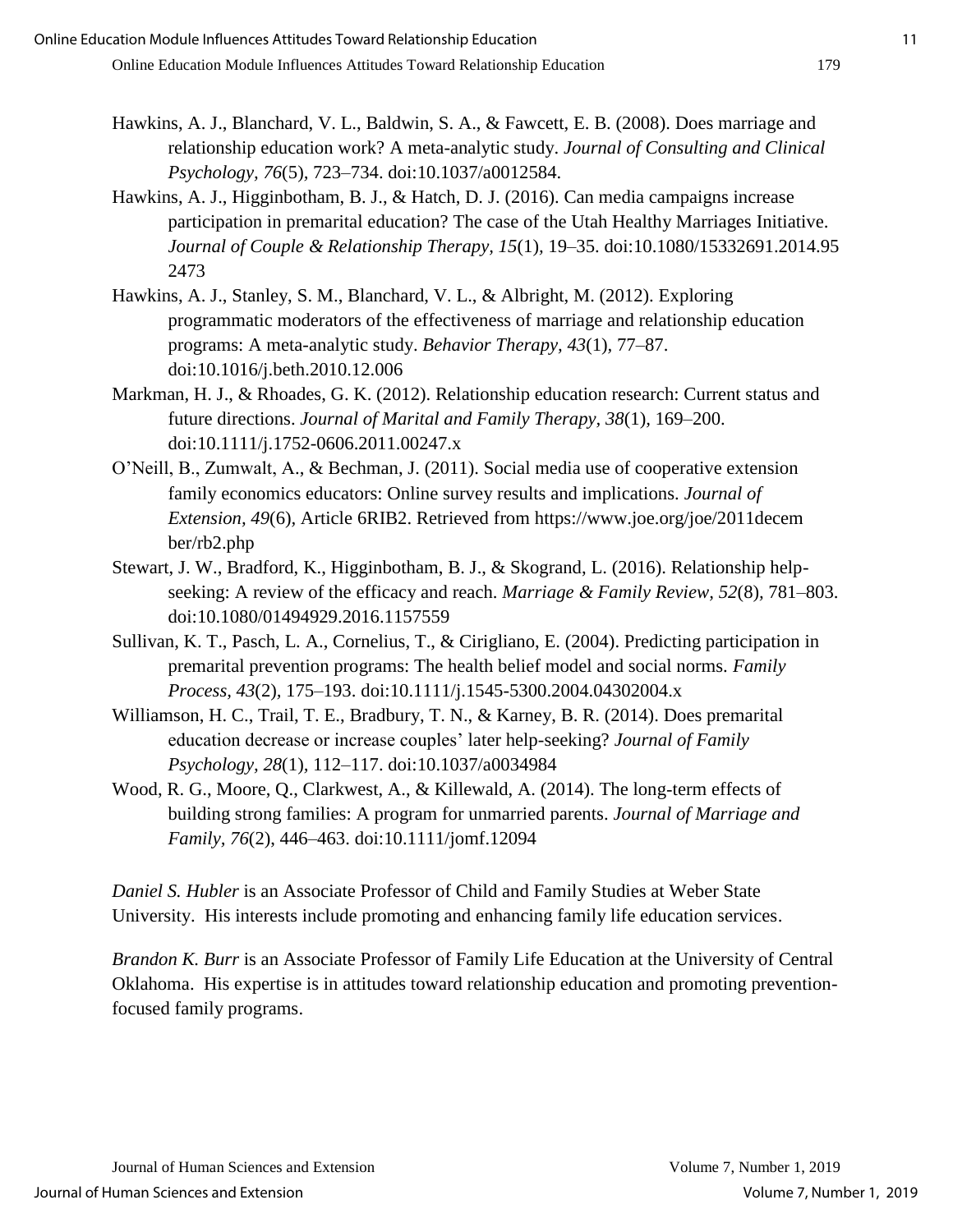Hawkins, A. J., Blanchard, V. L., Baldwin, S. A., & Fawcett, E. B. (2008). Does marriage and relationship education work? A meta-analytic study. *Journal of Consulting and Clinical Psychology, 76*(5), 723–734. doi:10.1037/a0012584.

Hawkins, A. J., Higginbotham, B. J., & Hatch, D. J. (2016). Can media campaigns increase participation in premarital education? The case of the Utah Healthy Marriages Initiative. *Journal of Couple & Relationship Therapy, 15*(1), 19–35. doi:10.1080/15332691.2014.952473

Hawkins, A. J., Stanley, S. M., Blanchard, V. L., & Albright, M. (2012). Exploring programmatic moderators of the effectiveness of marriage and relationship education programs: A meta-analytic study. *Behavior Therapy, 43*(1), 77–87. doi:10.1016/j.beth.2010.12.006

Markman, H. J., & Rhoades, G. K. (2012). Relationship education research: Current status and future directions. *Journal of Marital and Family Therapy, 38*(1), 169–200. doi:10.1111/j.1752-0606.2011.00247.x

O'Neill, B., Zumwalt, A., & Bechman, J. (2011). Social media use of cooperative extension family economics educators: Online survey results and implications. *Journal of Extension, 49*(6), Article 6RIB2. Retrieved from https://www.joe.org/joe/2011december/rb2.php

Stewart, J. W., Bradford, K., Higginbotham, B. J., & Skogrand, L. (2016). Relationship help-seeking: A review of the efficacy and reach. *Marriage & Family Review, 52*(8), 781–803. doi:10.1080/01494929.2016.1157559

Sullivan, K. T., Pasch, L. A., Cornelius, T., & Cirigliano, E. (2004). Predicting participation in premarital prevention programs: The health belief model and social norms. *Family Process, 43*(2), 175–193. doi:10.1111/j.1545-5300.2004.04302004.x

Williamson, H. C., Trail, T. E., Bradbury, T. N., & Karney, B. R. (2014). Does premarital education decrease or increase couples' later help-seeking? *Journal of Family Psychology, 28*(1), 112–117. doi:10.1037/a0034984

Wood, R. G., Moore, Q., Clarkwest, A., & Killewald, A. (2014). The long-term effects of building strong families: A program for unmarried parents. *Journal of Marriage and Family, 76*(2), 446–463. doi:10.1111/jomf.12094

*Daniel S. Hubler* is an Associate Professor of Child and Family Studies at Weber State University. His interests include promoting and enhancing family life education services.

*Brandon K. Burr* is an Associate Professor of Family Life Education at the University of Central Oklahoma. His expertise is in attitudes toward relationship education and promoting prevention-focused family programs.